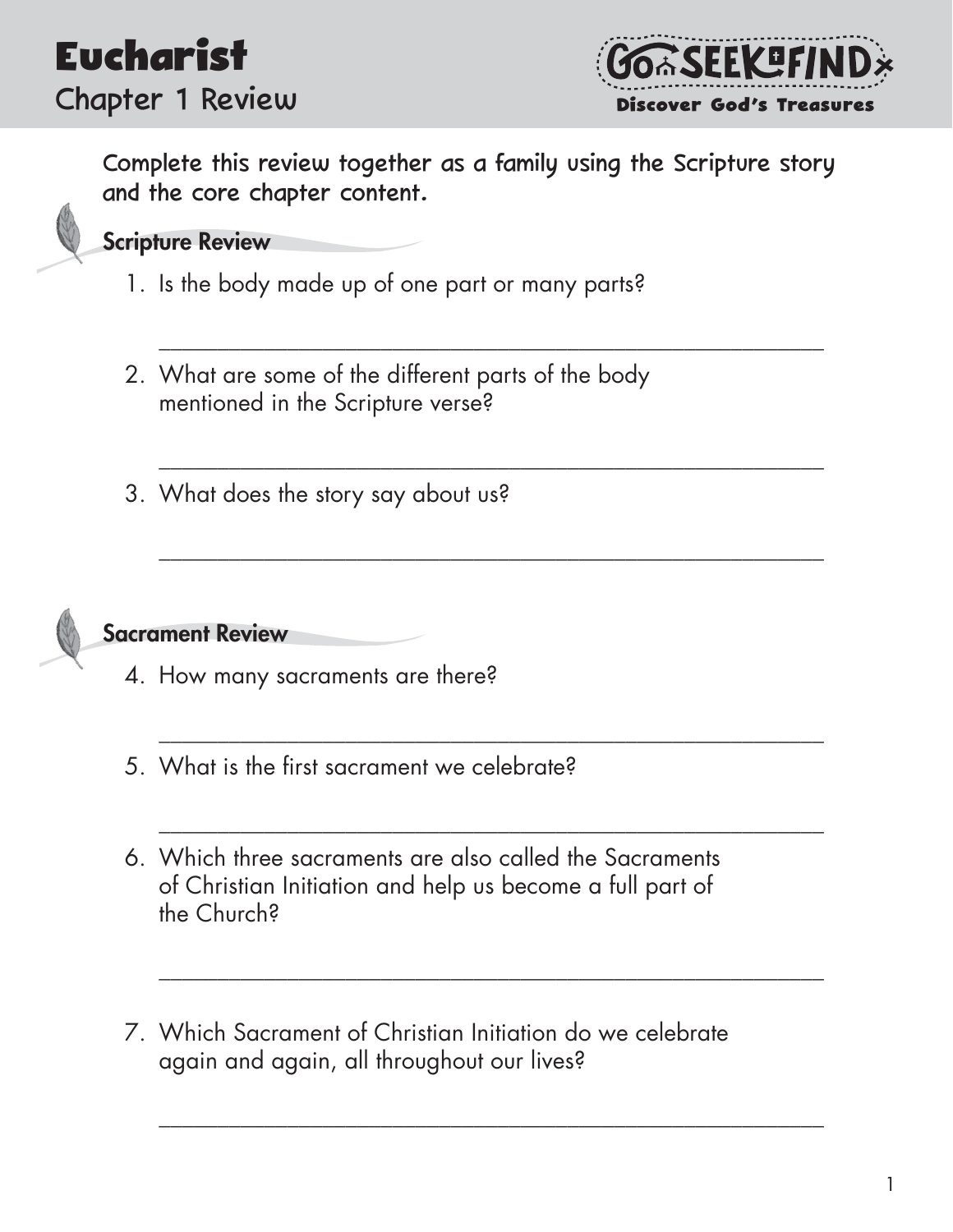# Eucharist

## Chapter 1 Review

Go SEEK FIND
Discover God's Treasures

Complete this review together as a family using the Scripture story and the core chapter content.

### Scripture Review

1. Is the body made up of one part or many parts?

   ____________________________________________________

2. What are some of the different parts of the body mentioned in the Scripture verse?

   ____________________________________________________

3. What does the story say about us?

   ____________________________________________________

### Sacrament Review

4. How many sacraments are there?

   ____________________________________________________

5. What is the first sacrament we celebrate?

   ____________________________________________________

6. Which three sacraments are also called the Sacraments of Christian Initiation and help us become a full part of the Church?

   ____________________________________________________

7. Which Sacrament of Christian Initiation do we celebrate again and again, all throughout our lives?

   ____________________________________________________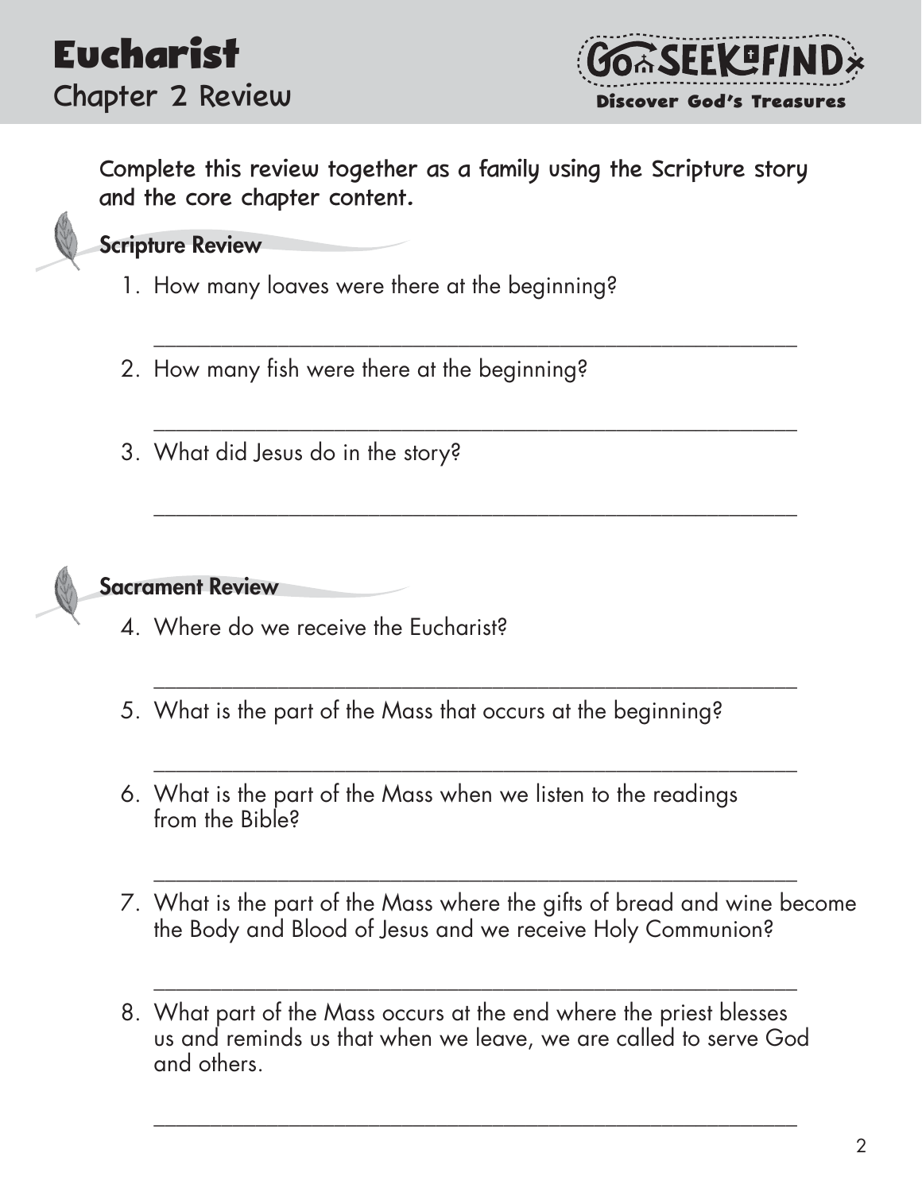# Eucharist

## Chapter 2 Review

Go SEEK & FIND
Discover God's Treasures

Complete this review together as a family using the Scripture story and the core chapter content.

### Scripture Review

1. How many loaves were there at the beginning?

_______________________________________________

2. How many fish were there at the beginning?

_______________________________________________

3. What did Jesus do in the story?

_______________________________________________

### Sacrament Review

4. Where do we receive the Eucharist?

_______________________________________________

5. What is the part of the Mass that occurs at the beginning?

_______________________________________________

6. What is the part of the Mass when we listen to the readings from the Bible?

_______________________________________________

7. What is the part of the Mass where the gifts of bread and wine become the Body and Blood of Jesus and we receive Holy Communion?

_______________________________________________

8. What part of the Mass occurs at the end where the priest blesses us and reminds us that when we leave, we are called to serve God and others.

_______________________________________________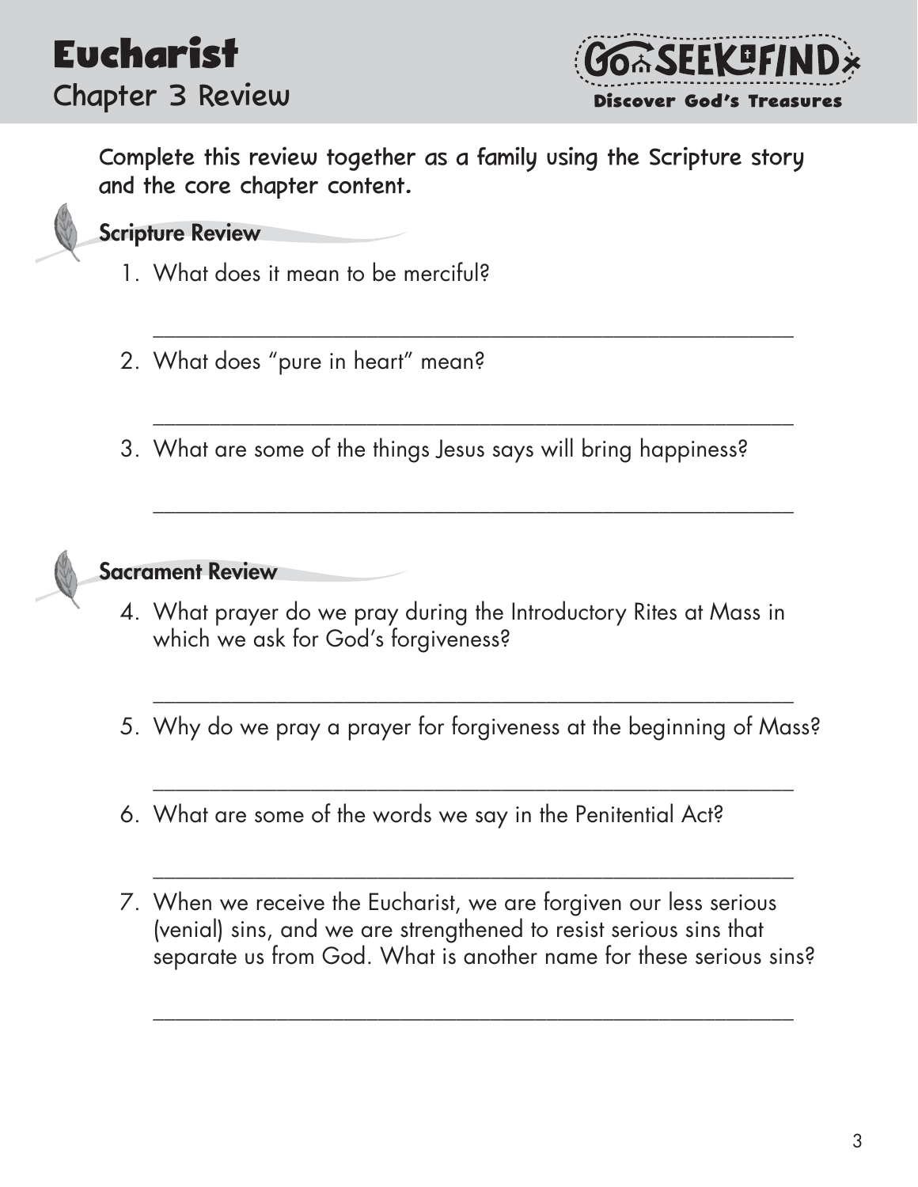# Eucharist

## Chapter 3 Review

Go SEEK FIND
Discover God's Treasures

Complete this review together as a family using the Scripture story and the core chapter content.

### Scripture Review

1. What does it mean to be merciful?

   ___________________________________________________________

2. What does "pure in heart" mean?

   ___________________________________________________________

3. What are some of the things Jesus says will bring happiness?

   ___________________________________________________________

### Sacrament Review

4. What prayer do we pray during the Introductory Rites at Mass in which we ask for God's forgiveness?

   ___________________________________________________________

5. Why do we pray a prayer for forgiveness at the beginning of Mass?

   ___________________________________________________________

6. What are some of the words we say in the Penitential Act?

   ___________________________________________________________

7. When we receive the Eucharist, we are forgiven our less serious (venial) sins, and we are strengthened to resist serious sins that separate us from God. What is another name for these serious sins?

   ___________________________________________________________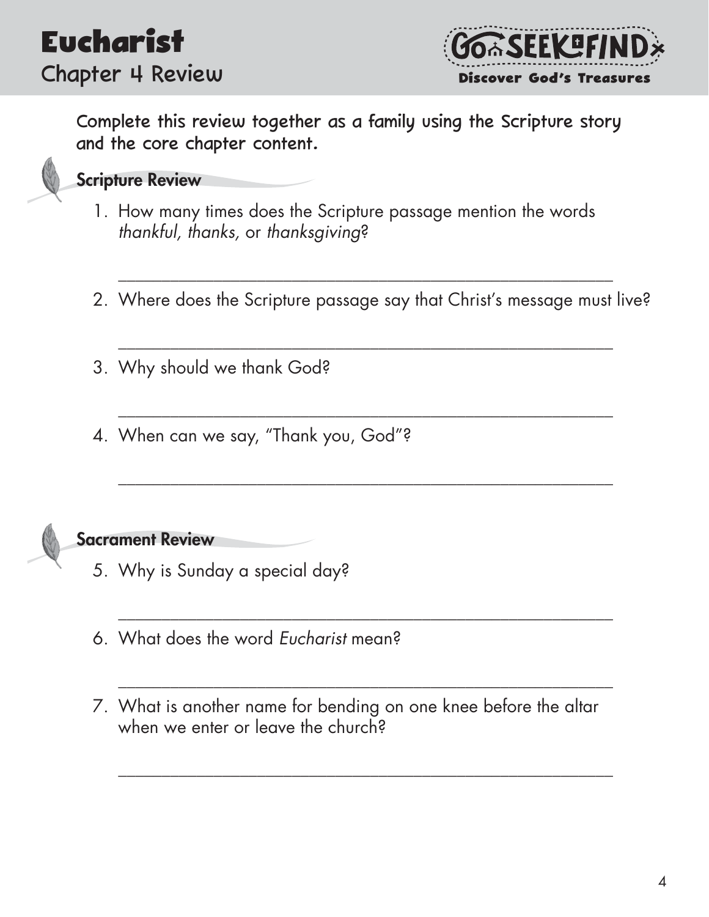# Eucharist

## Chapter 4 Review

Go Seek Find — Discover God's Treasures

Complete this review together as a family using the Scripture story and the core chapter content.

### Scripture Review

1. How many times does the Scripture passage mention the words *thankful, thanks,* or *thanksgiving*?

   ______________________________________________________

2. Where does the Scripture passage say that Christ's message must live?

   ______________________________________________________

3. Why should we thank God?

   ______________________________________________________

4. When can we say, "Thank you, God"?

   ______________________________________________________

### Sacrament Review

5. Why is Sunday a special day?

   ______________________________________________________

6. What does the word *Eucharist* mean?

   ______________________________________________________

7. What is another name for bending on one knee before the altar when we enter or leave the church?

   ______________________________________________________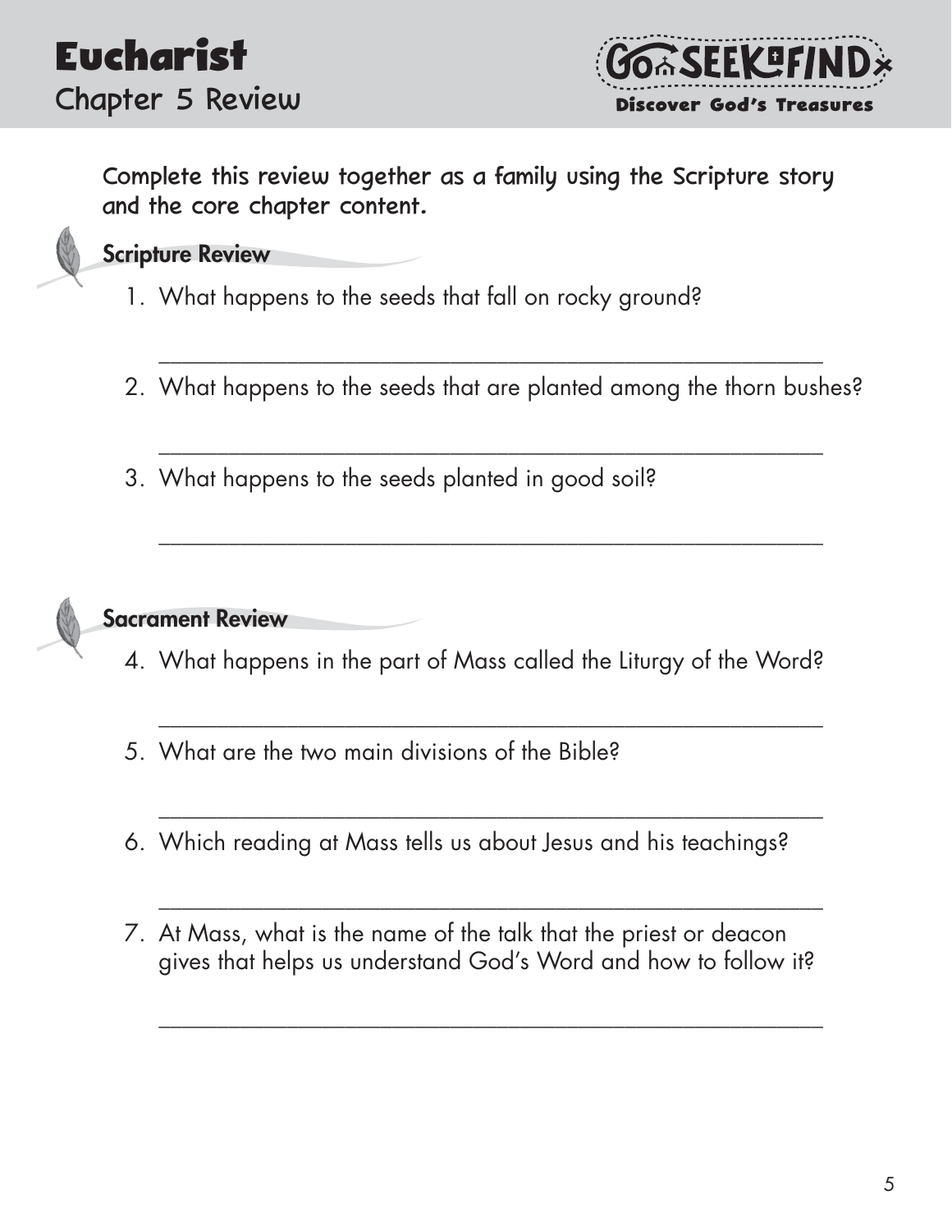# Eucharist

## Chapter 5 Review

Go SEEK FIND
Discover God's Treasures

Complete this review together as a family using the Scripture story and the core chapter content.

### Scripture Review

1. What happens to the seeds that fall on rocky ground?

   ______________________________________________________

2. What happens to the seeds that are planted among the thorn bushes?

   ______________________________________________________

3. What happens to the seeds planted in good soil?

   ______________________________________________________

### Sacrament Review

4. What happens in the part of Mass called the Liturgy of the Word?

   ______________________________________________________

5. What are the two main divisions of the Bible?

   ______________________________________________________

6. Which reading at Mass tells us about Jesus and his teachings?

   ______________________________________________________

7. At Mass, what is the name of the talk that the priest or deacon gives that helps us understand God's Word and how to follow it?

   ______________________________________________________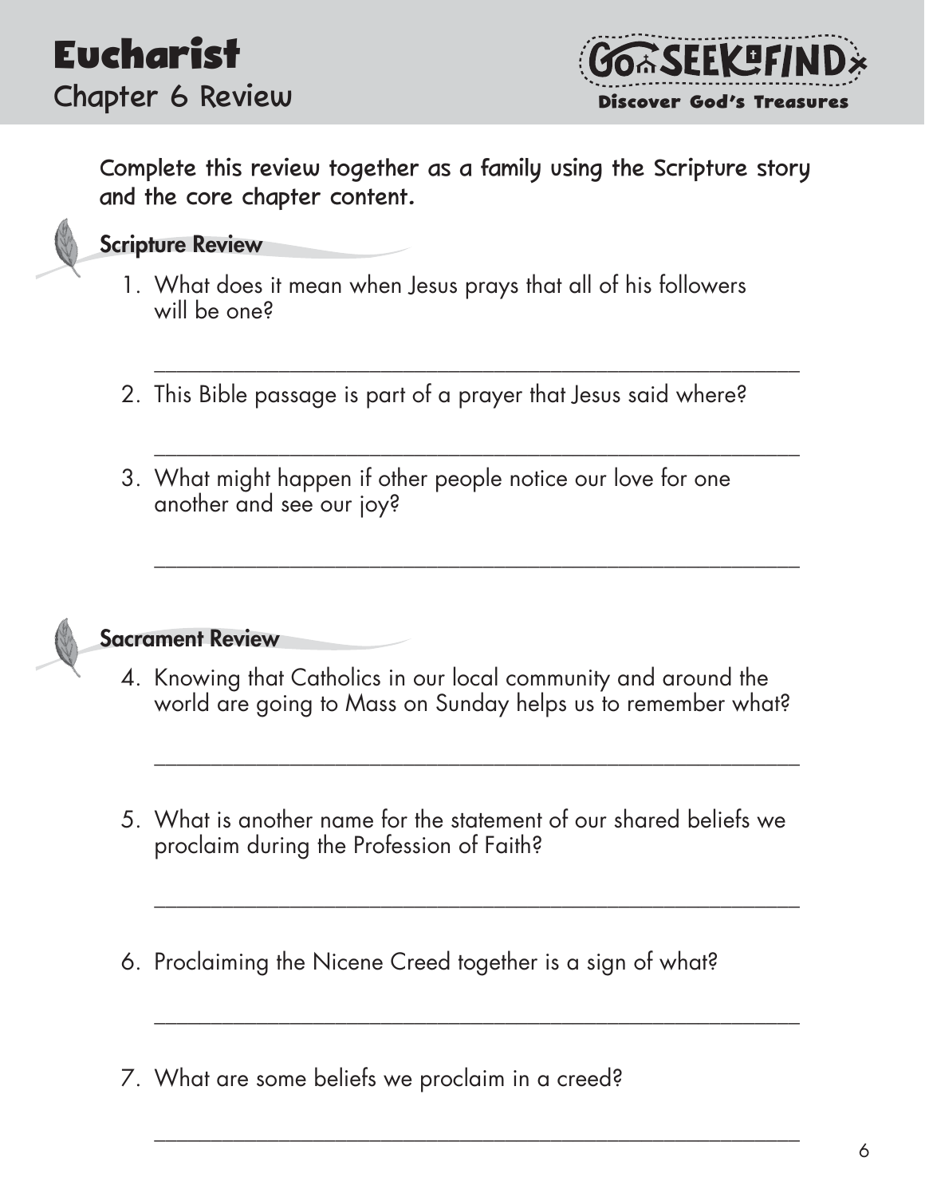# Eucharist

## Chapter 6 Review

Go SEEK FIND

Discover God's Treasures

Complete this review together as a family using the Scripture story and the core chapter content.

### Scripture Review

1. What does it mean when Jesus prays that all of his followers will be one?

_______________________________________________

2. This Bible passage is part of a prayer that Jesus said where?

_______________________________________________

3. What might happen if other people notice our love for one another and see our joy?

_______________________________________________

### Sacrament Review

4. Knowing that Catholics in our local community and around the world are going to Mass on Sunday helps us to remember what?

_______________________________________________

5. What is another name for the statement of our shared beliefs we proclaim during the Profession of Faith?

_______________________________________________

6. Proclaiming the Nicene Creed together is a sign of what?

_______________________________________________

7. What are some beliefs we proclaim in a creed?

_______________________________________________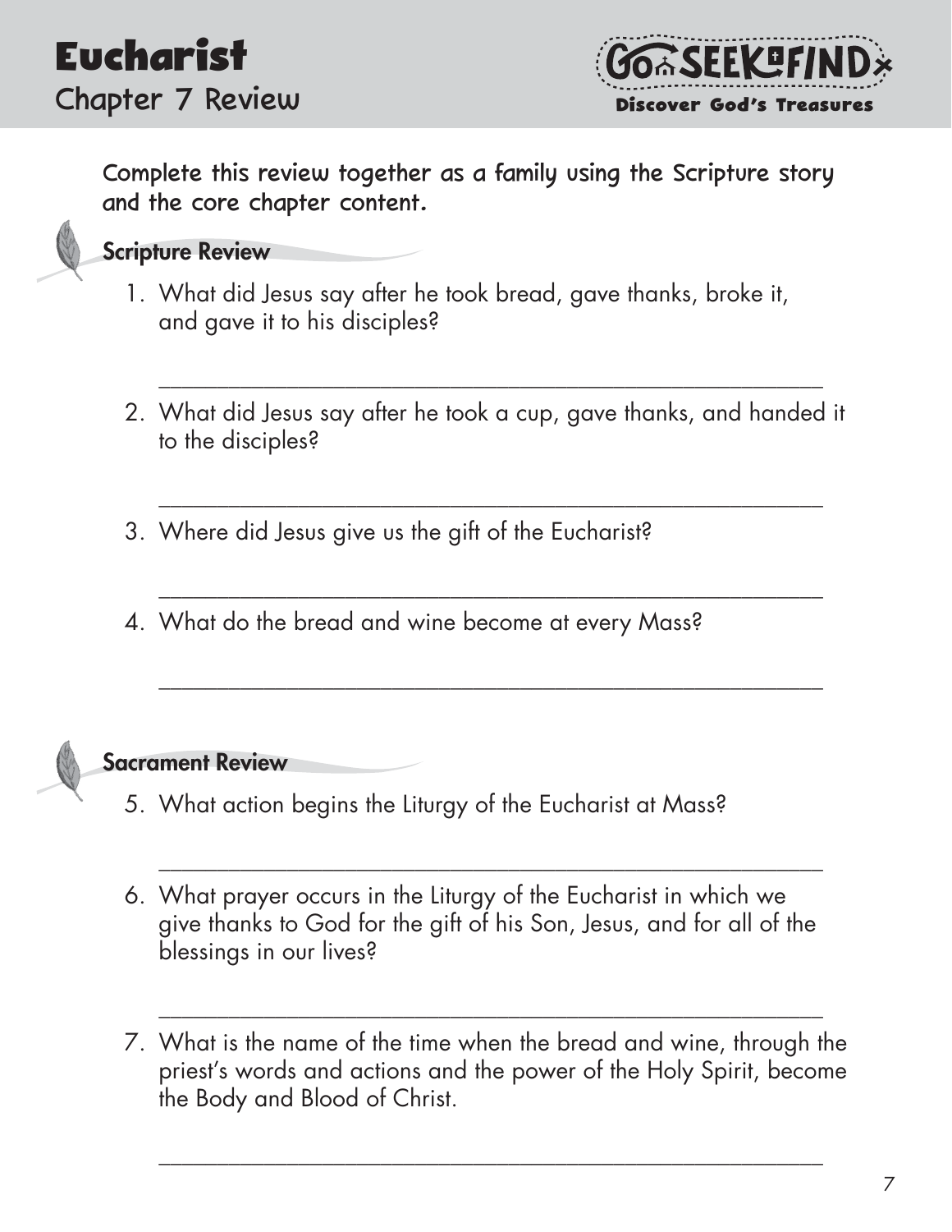# Eucharist

## Chapter 7 Review

Go SEEK FIND

Discover God's Treasures

Complete this review together as a family using the Scripture story and the core chapter content.

### Scripture Review

1. What did Jesus say after he took bread, gave thanks, broke it, and gave it to his disciples?

   ______________________________________________________

2. What did Jesus say after he took a cup, gave thanks, and handed it to the disciples?

   ______________________________________________________

3. Where did Jesus give us the gift of the Eucharist?

   ______________________________________________________

4. What do the bread and wine become at every Mass?

   ______________________________________________________

### Sacrament Review

5. What action begins the Liturgy of the Eucharist at Mass?

   ______________________________________________________

6. What prayer occurs in the Liturgy of the Eucharist in which we give thanks to God for the gift of his Son, Jesus, and for all of the blessings in our lives?

   ______________________________________________________

7. What is the name of the time when the bread and wine, through the priest's words and actions and the power of the Holy Spirit, become the Body and Blood of Christ.

   ______________________________________________________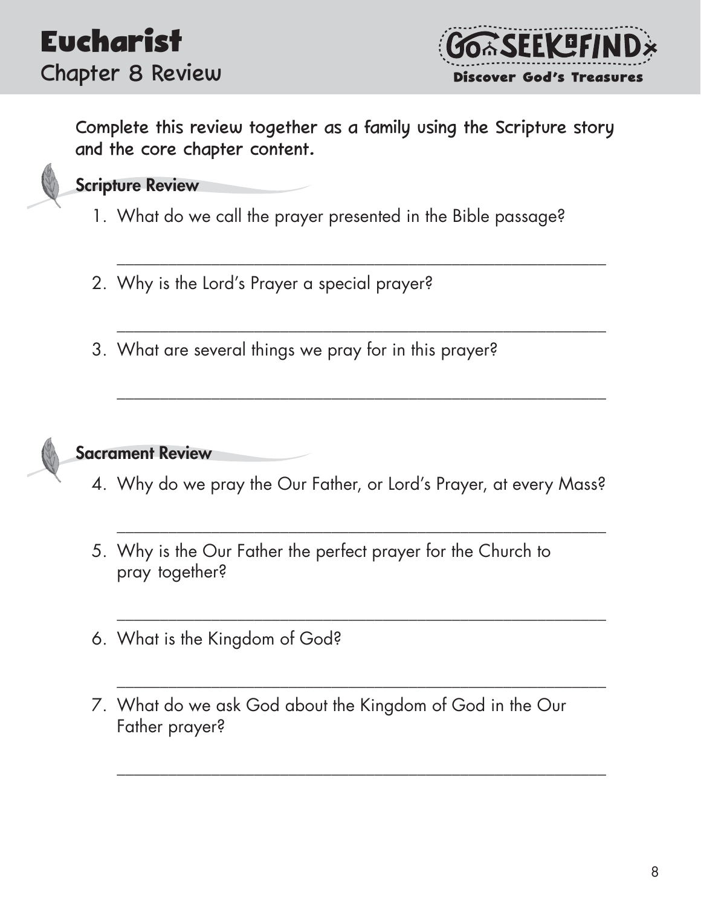# Eucharist

## Chapter 8 Review

Go SEEK FIND
Discover God's Treasures

Complete this review together as a family using the Scripture story and the core chapter content.

### Scripture Review

1. What do we call the prayer presented in the Bible passage?

_______________________________________________

2. Why is the Lord's Prayer a special prayer?

_______________________________________________

3. What are several things we pray for in this prayer?

_______________________________________________

### Sacrament Review

4. Why do we pray the Our Father, or Lord's Prayer, at every Mass?

_______________________________________________

5. Why is the Our Father the perfect prayer for the Church to pray together?

_______________________________________________

6. What is the Kingdom of God?

_______________________________________________

7. What do we ask God about the Kingdom of God in the Our Father prayer?

_______________________________________________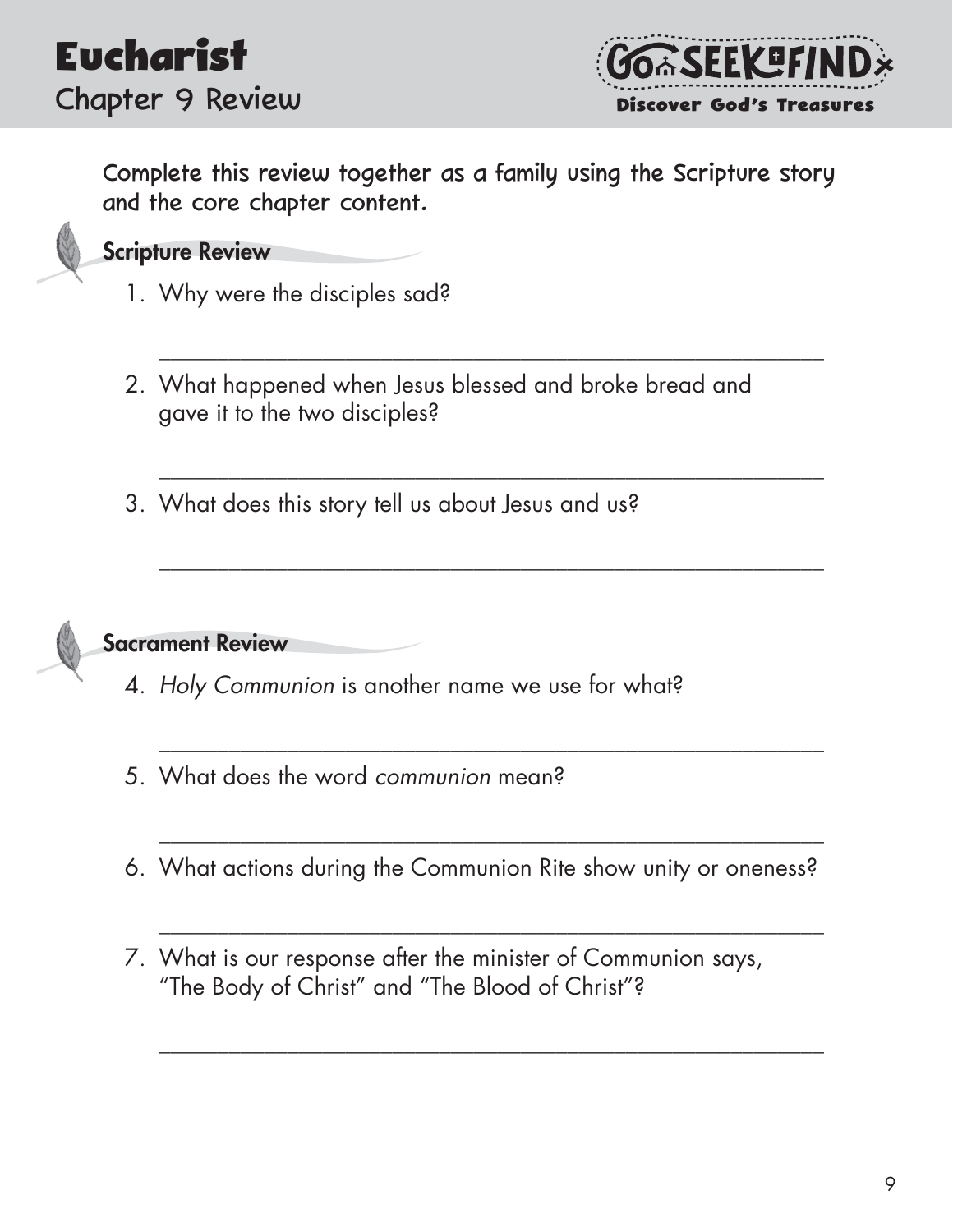# Eucharist

## Chapter 9 Review

Go SEEK FIND
Discover God's Treasures

Complete this review together as a family using the Scripture story and the core chapter content.

### Scripture Review

1. Why were the disciples sad?

 ______________________________________________________

2. What happened when Jesus blessed and broke bread and gave it to the two disciples?

 ______________________________________________________

3. What does this story tell us about Jesus and us?

 ______________________________________________________

### Sacrament Review

4. *Holy Communion* is another name we use for what?

 ______________________________________________________

5. What does the word *communion* mean?

 ______________________________________________________

6. What actions during the Communion Rite show unity or oneness?

 ______________________________________________________

7. What is our response after the minister of Communion says, "The Body of Christ" and "The Blood of Christ"?

 ______________________________________________________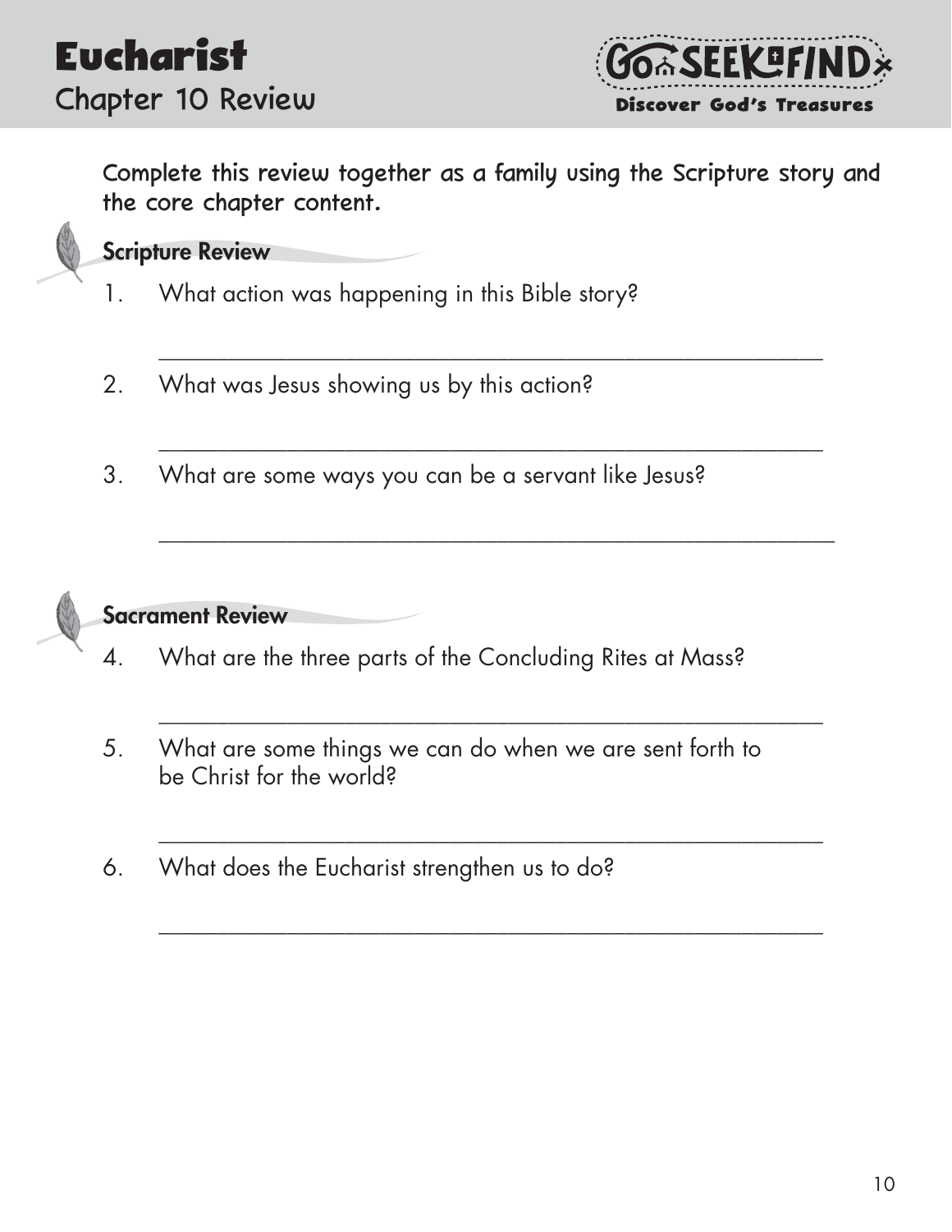# Eucharist

## Chapter 10 Review

Go SEEK & FIND
Discover God's Treasures

Complete this review together as a family using the Scripture story and the core chapter content.

### Scripture Review

1. What action was happening in this Bible story?

   ______________________________________________________

2. What was Jesus showing us by this action?

   ______________________________________________________

3. What are some ways you can be a servant like Jesus?

   ______________________________________________________

### Sacrament Review

4. What are the three parts of the Concluding Rites at Mass?

   ______________________________________________________

5. What are some things we can do when we are sent forth to be Christ for the world?

   ______________________________________________________

6. What does the Eucharist strengthen us to do?

   ______________________________________________________